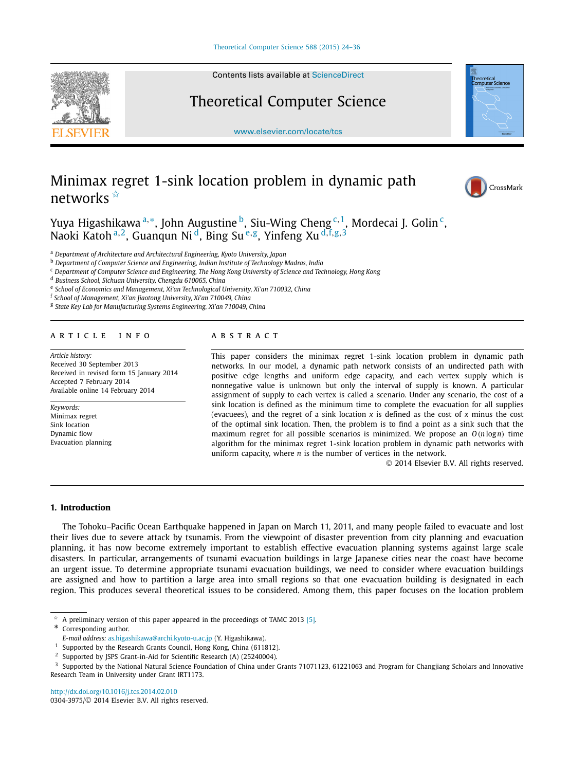# Minimax regret 1-sink location problem in dynamic path networks ☆

Yuya Higashikawa [a,*], John Augustine [b], Siu-Wing Cheng [c,1], Mordecai J. Golin [c], Naoki Katoh [a,2], Guanqun Ni [d], Bing Su [e,g], Yinfeng Xu [d,f,g,3]

[a] Department of Architecture and Architectural Engineering, Kyoto University, Japan
[b] Department of Computer Science and Engineering, Indian Institute of Technology Madras, India
[c] Department of Computer Science and Engineering, The Hong Kong University of Science and Technology, Hong Kong
[d] Business School, Sichuan University, Chengdu 610065, China
[e] School of Economics and Management, Xi'an Technological University, Xi'an 710032, China
[f] School of Management, Xi'an Jiaotong University, Xi'an 710049, China
[g] State Key Lab for Manufacturing Systems Engineering, Xi'an 710049, China

**ARTICLE INFO**

*Article history:*
Received 30 September 2013
Received in revised form 15 January 2014
Accepted 7 February 2014
Available online 14 February 2014

*Keywords:*
Minimax regret
Sink location
Dynamic flow
Evacuation planning

**ABSTRACT**

This paper considers the minimax regret 1-sink location problem in dynamic path networks. In our model, a dynamic path network consists of an undirected path with positive edge lengths and uniform edge capacity, and each vertex supply which is nonnegative value is unknown but only the interval of supply is known. A particular assignment of supply to each vertex is called a scenario. Under any scenario, the cost of a sink location is defined as the minimum time to complete the evacuation for all supplies (evacuees), and the regret of a sink location $x$ is defined as the cost of $x$ minus the cost of the optimal sink location. Then, the problem is to find a point as a sink such that the maximum regret for all possible scenarios is minimized. We propose an $O(n \log n)$ time algorithm for the minimax regret 1-sink location problem in dynamic path networks with uniform capacity, where $n$ is the number of vertices in the network.

© 2014 Elsevier B.V. All rights reserved.

## 1. Introduction

The Tohoku–Pacific Ocean Earthquake happened in Japan on March 11, 2011, and many people failed to evacuate and lost their lives due to severe attack by tsunamis. From the viewpoint of disaster prevention from city planning and evacuation planning, it has now become extremely important to establish effective evacuation planning systems against large scale disasters. In particular, arrangements of tsunami evacuation buildings in large Japanese cities near the coast have become an urgent issue. To determine appropriate tsunami evacuation buildings, we need to consider where evacuation buildings are assigned and how to partition a large area into small regions so that one evacuation building is designated in each region. This produces several theoretical issues to be considered. Among them, this paper focuses on the location problem

---

☆ A preliminary version of this paper appeared in the proceedings of TAMC 2013 [5].
\* Corresponding author.
*E-mail address:* as.higashikawa@archi.kyoto-u.ac.jp (Y. Higashikawa).
[1] Supported by the Research Grants Council, Hong Kong, China (611812).
[2] Supported by JSPS Grant-in-Aid for Scientific Research (A) (25240004).
[3] Supported by the National Natural Science Foundation of China under Grants 71071123, 61221063 and Program for Changjiang Scholars and Innovative Research Team in University under Grant IRT1173.

http://dx.doi.org/10.1016/j.tcs.2014.02.010
0304-3975/© 2014 Elsevier B.V. All rights reserved.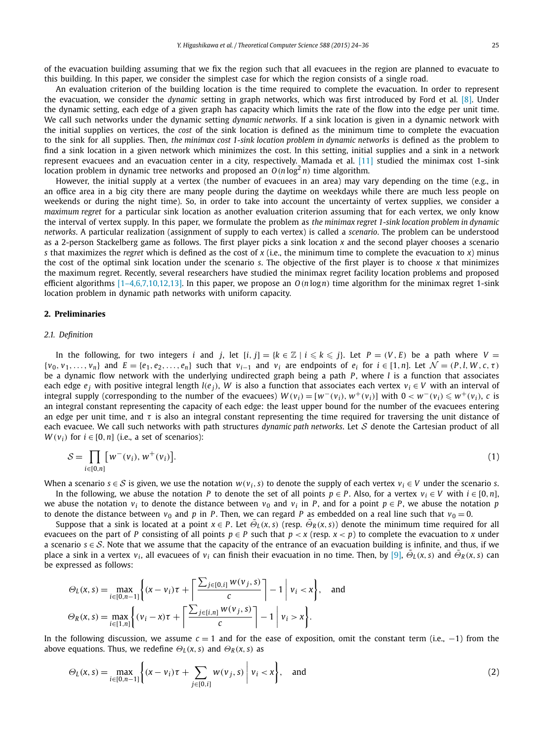of the evacuation building assuming that we fix the region such that all evacuees in the region are planned to evacuate to this building. In this paper, we consider the simplest case for which the region consists of a single road.

An evaluation criterion of the building location is the time required to complete the evacuation. In order to represent the evacuation, we consider the *dynamic* setting in graph networks, which was first introduced by Ford et al. [8]. Under the dynamic setting, each edge of a given graph has capacity which limits the rate of the flow into the edge per unit time. We call such networks under the dynamic setting *dynamic networks*. If a sink location is given in a dynamic network with the initial supplies on vertices, the *cost* of the sink location is defined as the minimum time to complete the evacuation to the sink for all supplies. Then, *the minimax cost 1-sink location problem in dynamic networks* is defined as the problem to find a sink location in a given network which minimizes the cost. In this setting, initial supplies and a sink in a network represent evacuees and an evacuation center in a city, respectively. Mamada et al. [11] studied the minimax cost 1-sink location problem in dynamic tree networks and proposed an $O(n\log^2 n)$ time algorithm.

However, the initial supply at a vertex (the number of evacuees in an area) may vary depending on the time (e.g., in an office area in a big city there are many people during the daytime on weekdays while there are much less people on weekends or during the night time). So, in order to take into account the uncertainty of vertex supplies, we consider a *maximum regret* for a particular sink location as another evaluation criterion assuming that for each vertex, we only know the interval of vertex supply. In this paper, we formulate the problem as *the minimax regret 1-sink location problem in dynamic networks*. A particular realization (assignment of supply to each vertex) is called a *scenario*. The problem can be understood as a 2-person Stackelberg game as follows. The first player picks a sink location $x$ and the second player chooses a scenario $s$ that maximizes the *regret* which is defined as the cost of $x$ (i.e., the minimum time to complete the evacuation to $x$) minus the cost of the optimal sink location under the scenario $s$. The objective of the first player is to choose $x$ that minimizes the maximum regret. Recently, several researchers have studied the minimax regret facility location problems and proposed efficient algorithms [1–4,6,7,10,12,13]. In this paper, we propose an $O(n\log n)$ time algorithm for the minimax regret 1-sink location problem in dynamic path networks with uniform capacity.

## 2. Preliminaries

### 2.1. Definition

In the following, for two integers $i$ and $j$, let $[i, j] = \{k \in \mathbb{Z} \mid i \leqslant k \leqslant j\}$. Let $P = (V, E)$ be a path where $V = \{v_0, v_1, \ldots, v_n\}$ and $E = \{e_1, e_2, \ldots, e_n\}$ such that $v_{i-1}$ and $v_i$ are endpoints of $e_i$ for $i \in [1, n]$. Let $\mathcal{N} = (P, l, W, c, \tau)$ be a dynamic flow network with the underlying undirected graph being a path $P$, where $l$ is a function that associates each edge $e_j$ with positive integral length $l(e_j)$, $W$ is also a function that associates each vertex $v_i \in V$ with an interval of integral supply (corresponding to the number of the evacuees) $W(v_i) = [w^-(v_i), w^+(v_i)]$ with $0 < w^-(v_i) \leqslant w^+(v_i)$, $c$ is an integral constant representing the capacity of each edge: the least upper bound for the number of the evacuees entering an edge per unit time, and $\tau$ is also an integral constant representing the time required for traversing the unit distance of each evacuee. We call such networks with path structures *dynamic path networks*. Let $\mathcal{S}$ denote the Cartesian product of all $W(v_i)$ for $i \in [0, n]$ (i.e., a set of scenarios):

$$\mathcal{S} = \prod_{i\in[0,n]} \left[w^-(v_i), w^+(v_i)\right]. \tag{1}$$

When a scenario $s \in \mathcal{S}$ is given, we use the notation $w(v_i, s)$ to denote the supply of each vertex $v_i \in V$ under the scenario $s$.

In the following, we abuse the notation $P$ to denote the set of all points $p \in P$. Also, for a vertex $v_i \in V$ with $i \in [0, n]$, we abuse the notation $v_i$ to denote the distance between $v_0$ and $v_i$ in $P$, and for a point $p \in P$, we abuse the notation $p$ to denote the distance between $v_0$ and $p$ in $P$. Then, we can regard $P$ as embedded on a real line such that $v_0 = 0$.

Suppose that a sink is located at a point $x \in P$. Let $\tilde{\Theta}_L(x, s)$ (resp. $\tilde{\Theta}_R(x, s)$) denote the minimum time required for all evacuees on the part of $P$ consisting of all points $p \in P$ such that $p < x$ (resp. $x < p$) to complete the evacuation to $x$ under a scenario $s \in \mathcal{S}$. Note that we assume that the capacity of the entrance of an evacuation building is infinite, and thus, if we place a sink in a vertex $v_i$, all evacuees of $v_i$ can finish their evacuation in no time. Then, by [9], $\tilde{\Theta}_L(x, s)$ and $\tilde{\Theta}_R(x, s)$ can be expressed as follows:

$$\Theta_L(x, s) = \max_{i\in[0,n-1]} \left\{ (x - v_i)\tau + \left\lceil \frac{\sum_{j\in[0,i]} w(v_j, s)}{c} \right\rceil - 1 \;\middle|\; v_i < x \right\}, \quad \text{and}$$

$$\Theta_R(x, s) = \max_{i\in[1,n]} \left\{ (v_i - x)\tau + \left\lceil \frac{\sum_{j\in[i,n]} w(v_j, s)}{c} \right\rceil - 1 \;\middle|\; v_i > x \right\}.$$

In the following discussion, we assume $c = 1$ and for the ease of exposition, omit the constant term (i.e., $-1$) from the above equations. Thus, we redefine $\Theta_L(x, s)$ and $\Theta_R(x, s)$ as

$$\Theta_L(x, s) = \max_{i\in[0,n-1]} \left\{ (x - v_i)\tau + \sum_{j\in[0,i]} w(v_j, s) \;\middle|\; v_i < x \right\}, \quad \text{and} \tag{2}$$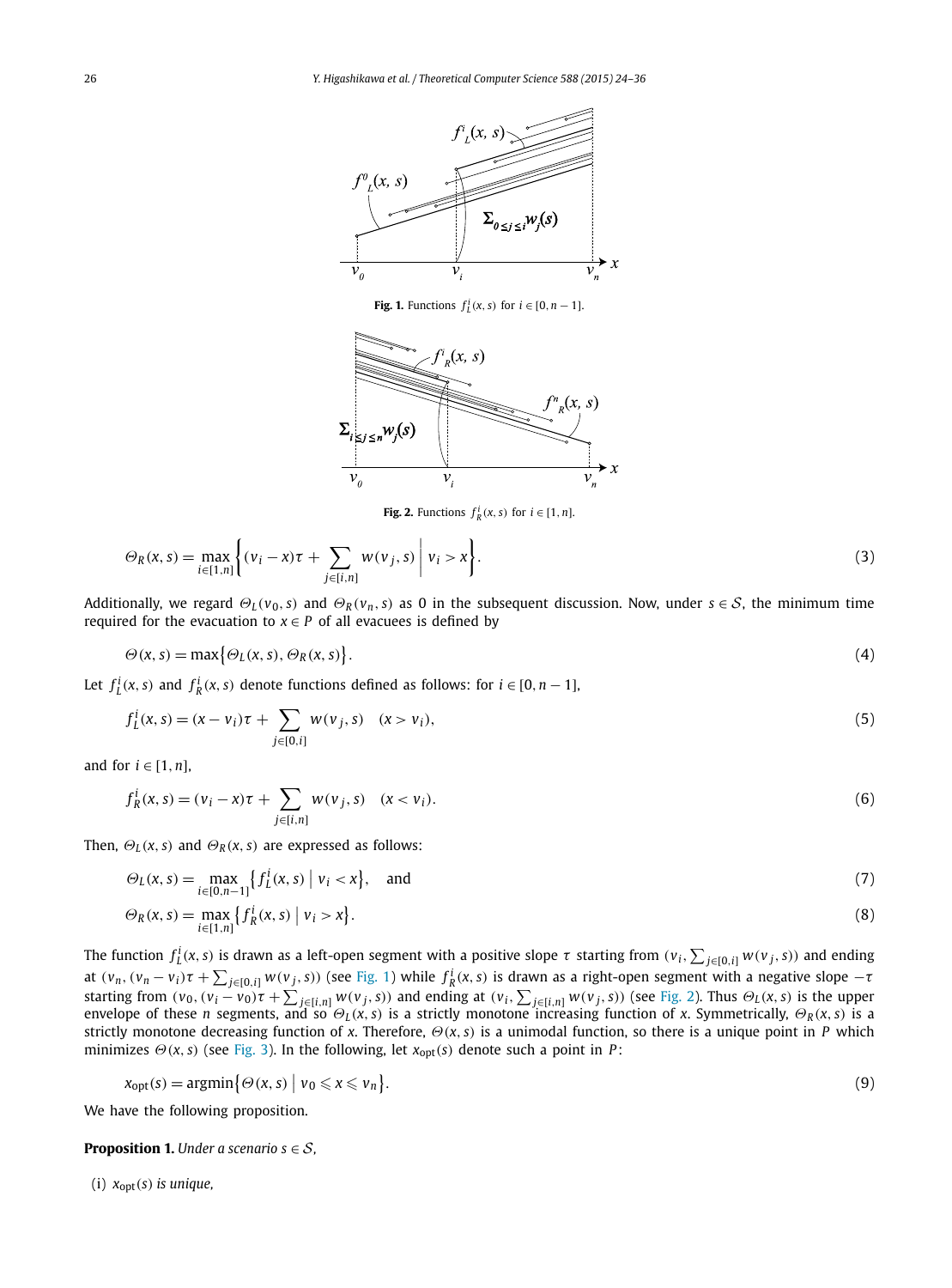**Fig. 1.** Functions $f_L^i(x,s)$ for $i \in [0, n-1]$.

**Fig. 2.** Functions $f_R^i(x,s)$ for $i \in [1, n]$.

$$\Theta_R(x,s) = \max_{i \in [1,n]} \left\{ (v_i - x)\tau + \sum_{j \in [i,n]} w(v_j, s) \;\middle|\; v_i > x \right\}. \tag{3}$$

Additionally, we regard $\Theta_L(v_0, s)$ and $\Theta_R(v_n, s)$ as 0 in the subsequent discussion. Now, under $s \in \mathcal{S}$, the minimum time required for the evacuation to $x \in P$ of all evacuees is defined by

$$\Theta(x,s) = \max\{\Theta_L(x,s), \Theta_R(x,s)\}. \tag{4}$$

Let $f_L^i(x,s)$ and $f_R^i(x,s)$ denote functions defined as follows: for $i \in [0, n-1]$,

$$f_L^i(x,s) = (x - v_i)\tau + \sum_{j \in [0,i]} w(v_j, s) \quad (x > v_i), \tag{5}$$

and for $i \in [1, n]$,

$$f_R^i(x,s) = (v_i - x)\tau + \sum_{j \in [i,n]} w(v_j, s) \quad (x < v_i). \tag{6}$$

Then, $\Theta_L(x,s)$ and $\Theta_R(x,s)$ are expressed as follows:

$$\Theta_L(x,s) = \max_{i \in [0,n-1]} \{ f_L^i(x,s) \mid v_i < x \}, \quad \text{and} \tag{7}$$

$$\Theta_R(x,s) = \max_{i \in [1,n]} \{ f_R^i(x,s) \mid v_i > x \}. \tag{8}$$

The function $f_L^i(x,s)$ is drawn as a left-open segment with a positive slope $\tau$ starting from $(v_i, \sum_{j \in [0,i]} w(v_j, s))$ and ending at $(v_n, (v_n - v_i)\tau + \sum_{j \in [0,i]} w(v_j, s))$ (see Fig. 1) while $f_R^i(x,s)$ is drawn as a right-open segment with a negative slope $-\tau$ starting from $(v_0, (v_i - v_0)\tau + \sum_{j \in [i,n]} w(v_j, s))$ and ending at $(v_i, \sum_{j \in [i,n]} w(v_j, s))$ (see Fig. 2). Thus $\Theta_L(x,s)$ is the upper envelope of these $n$ segments, and so $\Theta_L(x,s)$ is a strictly monotone increasing function of $x$. Symmetrically, $\Theta_R(x,s)$ is a strictly monotone decreasing function of $x$. Therefore, $\Theta(x,s)$ is a unimodal function, so there is a unique point in $P$ which minimizes $\Theta(x,s)$ (see Fig. 3). In the following, let $x_{\text{opt}}(s)$ denote such a point in $P$:

$$x_{\text{opt}}(s) = \text{argmin}\{\Theta(x,s) \mid v_0 \leqslant x \leqslant v_n\}. \tag{9}$$

We have the following proposition.

**Proposition 1.** *Under a scenario $s \in \mathcal{S}$,*

(i) *$x_{\text{opt}}(s)$ is unique,*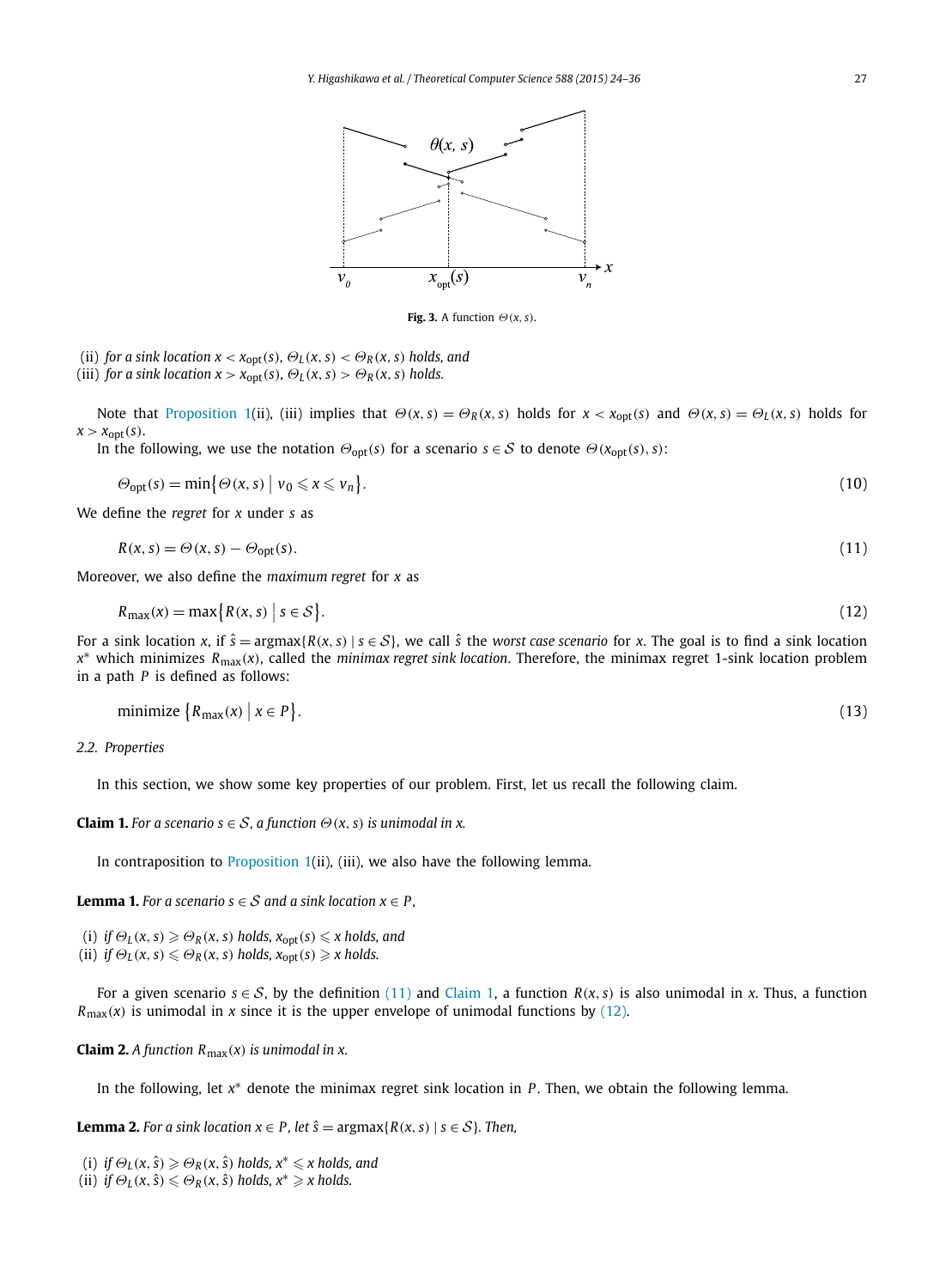**Fig. 3.** A function $\Theta(x, s)$.

(ii) *for a sink location* $x < x_{\mathrm{opt}}(s)$*,* $\Theta_L(x, s) < \Theta_R(x, s)$ *holds, and*
(iii) *for a sink location* $x > x_{\mathrm{opt}}(s)$*,* $\Theta_L(x, s) > \Theta_R(x, s)$ *holds.*

Note that Proposition 1(ii), (iii) implies that $\Theta(x, s) = \Theta_R(x, s)$ holds for $x < x_{\mathrm{opt}}(s)$ and $\Theta(x, s) = \Theta_L(x, s)$ holds for $x > x_{\mathrm{opt}}(s)$.

In the following, we use the notation $\Theta_{\mathrm{opt}}(s)$ for a scenario $s \in \mathcal{S}$ to denote $\Theta(x_{\mathrm{opt}}(s), s)$:

$$\Theta_{\mathrm{opt}}(s) = \min\{\Theta(x, s) \mid v_0 \leqslant x \leqslant v_n\}. \tag{10}$$

We define the *regret* for $x$ under $s$ as

$$R(x, s) = \Theta(x, s) - \Theta_{\mathrm{opt}}(s). \tag{11}$$

Moreover, we also define the *maximum regret* for $x$ as

$$R_{\max}(x) = \max\{R(x, s) \mid s \in \mathcal{S}\}. \tag{12}$$

For a sink location $x$, if $\hat{s} = \mathrm{argmax}\{R(x, s) \mid s \in \mathcal{S}\}$, we call $\hat{s}$ the *worst case scenario* for $x$. The goal is to find a sink location $x^*$ which minimizes $R_{\max}(x)$, called the *minimax regret sink location*. Therefore, the minimax regret 1-sink location problem in a path $P$ is defined as follows:

$$\text{minimize } \{R_{\max}(x) \mid x \in P\}. \tag{13}$$

### 2.2. Properties

In this section, we show some key properties of our problem. First, let us recall the following claim.

**Claim 1.** *For a scenario* $s \in \mathcal{S}$*, a function* $\Theta(x, s)$ *is unimodal in* $x$*.*

In contraposition to Proposition 1(ii), (iii), we also have the following lemma.

**Lemma 1.** *For a scenario* $s \in \mathcal{S}$ *and a sink location* $x \in P$*,*

(i) *if* $\Theta_L(x, s) \geqslant \Theta_R(x, s)$ *holds,* $x_{\mathrm{opt}}(s) \leqslant x$ *holds, and*
(ii) *if* $\Theta_L(x, s) \leqslant \Theta_R(x, s)$ *holds,* $x_{\mathrm{opt}}(s) \geqslant x$ *holds.*

For a given scenario $s \in \mathcal{S}$, by the definition (11) and Claim 1, a function $R(x, s)$ is also unimodal in $x$. Thus, a function $R_{\max}(x)$ is unimodal in $x$ since it is the upper envelope of unimodal functions by (12).

**Claim 2.** *A function* $R_{\max}(x)$ *is unimodal in* $x$*.*

In the following, let $x^*$ denote the minimax regret sink location in $P$. Then, we obtain the following lemma.

**Lemma 2.** *For a sink location* $x \in P$*, let* $\hat{s} = \mathrm{argmax}\{R(x, s) \mid s \in \mathcal{S}\}$*. Then,*

(i) *if* $\Theta_L(x, \hat{s}) \geqslant \Theta_R(x, \hat{s})$ *holds,* $x^* \leqslant x$ *holds, and*
(ii) *if* $\Theta_L(x, \hat{s}) \leqslant \Theta_R(x, \hat{s})$ *holds,* $x^* \geqslant x$ *holds.*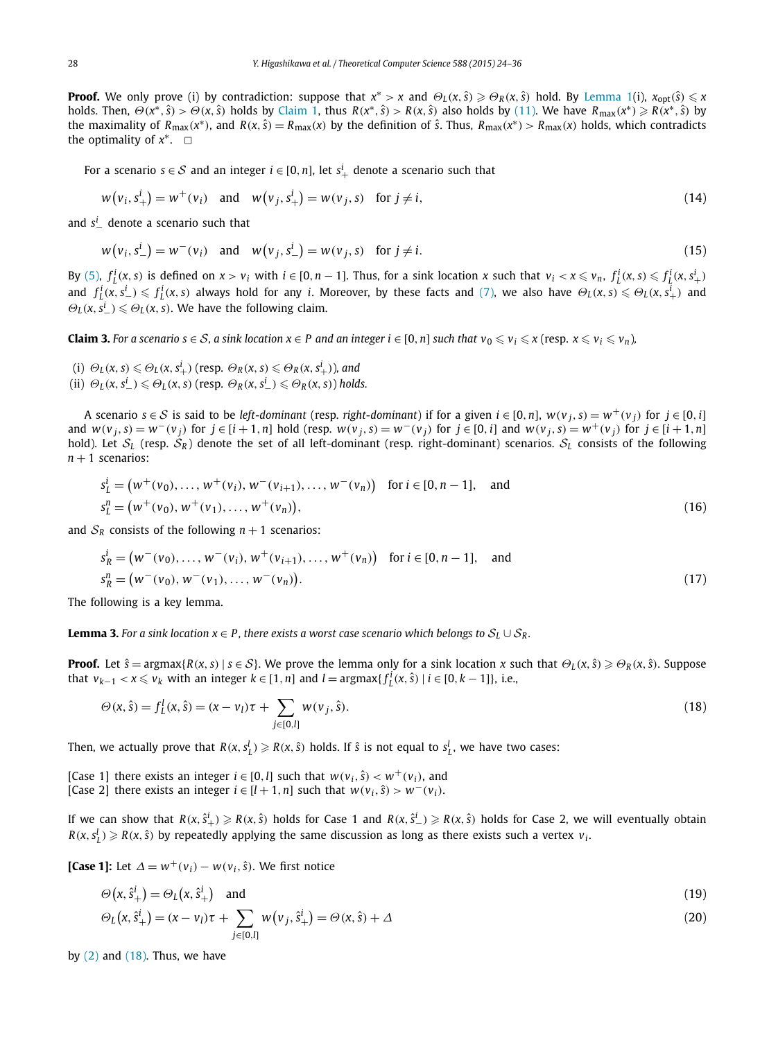**Proof.** We only prove (i) by contradiction: suppose that $x^* > x$ and $\Theta_L(x, \hat{s}) \geqslant \Theta_R(x, \hat{s})$ hold. By Lemma 1(i), $x_{\text{opt}}(\hat{s}) \leqslant x$ holds. Then, $\Theta(x^*, \hat{s}) > \Theta(x, \hat{s})$ holds by Claim 1, thus $R(x^*, \hat{s}) > R(x, \hat{s})$ also holds by (11). We have $R_{\max}(x^*) \geqslant R(x^*, \hat{s})$ by the maximality of $R_{\max}(x^*)$, and $R(x, \hat{s}) = R_{\max}(x)$ by the definition of $\hat{s}$. Thus, $R_{\max}(x^*) > R_{\max}(x)$ holds, which contradicts the optimality of $x^*$. $\square$

For a scenario $s \in \mathcal{S}$ and an integer $i \in [0, n]$, let $s^i_+$ denote a scenario such that

$$w\big(v_i, s^i_+\big) = w^+(v_i) \quad \text{and} \quad w\big(v_j, s^i_+\big) = w(v_j, s) \quad \text{for } j \neq i, \tag{14}$$

and $s^i_-$ denote a scenario such that

$$w\big(v_i, s^i_-\big) = w^-(v_i) \quad \text{and} \quad w\big(v_j, s^i_-\big) = w(v_j, s) \quad \text{for } j \neq i. \tag{15}$$

By (5), $f^i_L(x, s)$ is defined on $x > v_i$ with $i \in [0, n-1]$. Thus, for a sink location $x$ such that $v_i < x \leqslant v_n$, $f^i_L(x, s) \leqslant f^i_L(x, s^i_+)$ and $f^i_L(x, s^i_-) \leqslant f^i_L(x, s)$ always hold for any $i$. Moreover, by these facts and (7), we also have $\Theta_L(x, s) \leqslant \Theta_L(x, s^i_+)$ and $\Theta_L(x, s^i_-) \leqslant \Theta_L(x, s)$. We have the following claim.

**Claim 3.** *For a scenario $s \in \mathcal{S}$, a sink location $x \in P$ and an integer $i \in [0, n]$ such that $v_0 \leqslant v_i \leqslant x$ (resp. $x \leqslant v_i \leqslant v_n$),*

(i) $\Theta_L(x, s) \leqslant \Theta_L(x, s^i_+)$ *(resp. $\Theta_R(x, s) \leqslant \Theta_R(x, s^i_+)$), and*
(ii) $\Theta_L(x, s^i_-) \leqslant \Theta_L(x, s)$ *(resp. $\Theta_R(x, s^i_-) \leqslant \Theta_R(x, s)$) holds.*

A scenario $s \in \mathcal{S}$ is said to be *left-dominant* (resp. *right-dominant*) if for a given $i \in [0, n]$, $w(v_j, s) = w^+(v_j)$ for $j \in [0, i]$ and $w(v_j, s) = w^-(v_j)$ for $j \in [i+1, n]$ hold (resp. $w(v_j, s) = w^-(v_j)$ for $j \in [0, i]$ and $w(v_j, s) = w^+(v_j)$ for $j \in [i+1, n]$ hold). Let $\mathcal{S}_L$ (resp. $\mathcal{S}_R$) denote the set of all left-dominant (resp. right-dominant) scenarios. $\mathcal{S}_L$ consists of the following $n+1$ scenarios:

$$\begin{aligned} s^i_L &= \big(w^+(v_0), \ldots, w^+(v_i), w^-(v_{i+1}), \ldots, w^-(v_n)\big) \quad \text{for } i \in [0, n-1], \quad \text{and} \\ s^n_L &= \big(w^+(v_0), w^+(v_1), \ldots, w^+(v_n)\big), \end{aligned} \tag{16}$$

and $\mathcal{S}_R$ consists of the following $n+1$ scenarios:

$$\begin{aligned} s^i_R &= \big(w^-(v_0), \ldots, w^-(v_i), w^+(v_{i+1}), \ldots, w^+(v_n)\big) \quad \text{for } i \in [0, n-1], \quad \text{and} \\ s^n_R &= \big(w^-(v_0), w^-(v_1), \ldots, w^-(v_n)\big). \end{aligned} \tag{17}$$

The following is a key lemma.

**Lemma 3.** *For a sink location $x \in P$, there exists a worst case scenario which belongs to $\mathcal{S}_L \cup \mathcal{S}_R$.*

**Proof.** Let $\hat{s} = \text{argmax}\{R(x, s) \mid s \in \mathcal{S}\}$. We prove the lemma only for a sink location $x$ such that $\Theta_L(x, \hat{s}) \geqslant \Theta_R(x, \hat{s})$. Suppose that $v_{k-1} < x \leqslant v_k$ with an integer $k \in [1, n]$ and $l = \text{argmax}\{f^i_L(x, \hat{s}) \mid i \in [0, k-1]\}$, i.e.,

$$\Theta(x, \hat{s}) = f^l_L(x, \hat{s}) = (x - v_l)\tau + \sum_{j \in [0, l]} w(v_j, \hat{s}). \tag{18}$$

Then, we actually prove that $R(x, s^l_L) \geqslant R(x, \hat{s})$ holds. If $\hat{s}$ is not equal to $s^l_L$, we have two cases:

[Case 1] there exists an integer $i \in [0, l]$ such that $w(v_i, \hat{s}) < w^+(v_i)$, and
[Case 2] there exists an integer $i \in [l+1, n]$ such that $w(v_i, \hat{s}) > w^-(v_i)$.

If we can show that $R(x, \hat{s}^i_+) \geqslant R(x, \hat{s})$ holds for Case 1 and $R(x, \hat{s}^i_-) \geqslant R(x, \hat{s})$ holds for Case 2, we will eventually obtain $R(x, s^l_L) \geqslant R(x, \hat{s})$ by repeatedly applying the same discussion as long as there exists such a vertex $v_i$.

**[Case 1]:** Let $\Delta = w^+(v_i) - w(v_i, \hat{s})$. We first notice

$$\Theta\big(x, \hat{s}^i_+\big) = \Theta_L\big(x, \hat{s}^i_+\big) \quad \text{and} \tag{19}$$

$$\Theta_L\big(x, \hat{s}^i_+\big) = (x - v_l)\tau + \sum_{j \in [0, l]} w\big(v_j, \hat{s}^i_+\big) = \Theta(x, \hat{s}) + \Delta \tag{20}$$

by (2) and (18). Thus, we have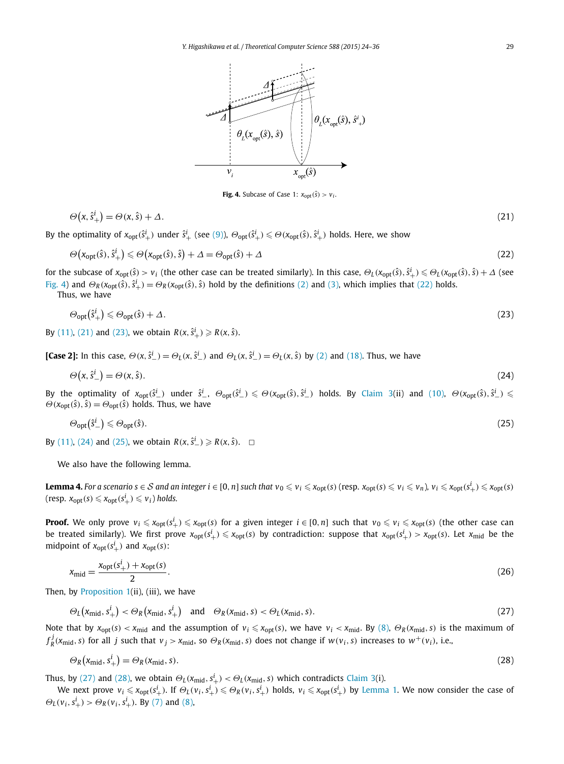Fig. 4. Subcase of Case 1: $x_{\text{opt}}(\hat{s}) > v_i$.

$$\Theta\big(x, \hat{s}^i_+\big) = \Theta(x, \hat{s}) + \Delta. \tag{21}$$

By the optimality of $x_{\text{opt}}(\hat{s}^i_+)$ under $\hat{s}^i_+$ (see (9)), $\Theta_{\text{opt}}(\hat{s}^i_+) \leqslant \Theta(x_{\text{opt}}(\hat{s}), \hat{s}^i_+)$ holds. Here, we show

$$\Theta\big(x_{\text{opt}}(\hat{s}), \hat{s}^i_+\big) \leqslant \Theta\big(x_{\text{opt}}(\hat{s}), \hat{s}\big) + \Delta = \Theta_{\text{opt}}(\hat{s}) + \Delta \tag{22}$$

for the subcase of $x_{\text{opt}}(\hat{s}) > v_i$ (the other case can be treated similarly). In this case, $\Theta_L(x_{\text{opt}}(\hat{s}), \hat{s}^i_+) \leqslant \Theta_L(x_{\text{opt}}(\hat{s}), \hat{s}) + \Delta$ (see Fig. 4) and $\Theta_R(x_{\text{opt}}(\hat{s}), \hat{s}^i_+) = \Theta_R(x_{\text{opt}}(\hat{s}), \hat{s})$ hold by the definitions (2) and (3), which implies that (22) holds.

Thus, we have

$$\Theta_{\text{opt}}\big(\hat{s}^i_+\big) \leqslant \Theta_{\text{opt}}(\hat{s}) + \Delta. \tag{23}$$

By (11), (21) and (23), we obtain $R(x, \hat{s}^i_+) \geqslant R(x, \hat{s})$.

**[Case 2]:** In this case, $\Theta(x, \hat{s}^i_-) = \Theta_L(x, \hat{s}^i_-)$ and $\Theta_L(x, \hat{s}^i_-) = \Theta_L(x, \hat{s})$ by (2) and (18). Thus, we have

$$\Theta\big(x, \hat{s}^i_-\big) = \Theta(x, \hat{s}). \tag{24}$$

By the optimality of $x_{\text{opt}}(\hat{s}^i_-)$ under $\hat{s}^i_-$, $\Theta_{\text{opt}}(\hat{s}^i_-) \leqslant \Theta(x_{\text{opt}}(\hat{s}), \hat{s}^i_-)$ holds. By Claim 3(ii) and (10), $\Theta(x_{\text{opt}}(\hat{s}), \hat{s}^i_-) \leqslant \Theta(x_{\text{opt}}(\hat{s}), \hat{s}) = \Theta_{\text{opt}}(\hat{s})$ holds. Thus, we have

$$\Theta_{\text{opt}}\big(\hat{s}^i_-\big) \leqslant \Theta_{\text{opt}}(\hat{s}). \tag{25}$$

By (11), (24) and (25), we obtain $R(x, \hat{s}^i_-) \geqslant R(x, \hat{s})$. □

We also have the following lemma.

**Lemma 4.** *For a scenario $s \in \mathcal{S}$ and an integer $i \in [0, n]$ such that $v_0 \leqslant v_i \leqslant x_{\text{opt}}(s)$ (resp. $x_{\text{opt}}(s) \leqslant v_i \leqslant v_n$), $v_i \leqslant x_{\text{opt}}(s^i_+) \leqslant x_{\text{opt}}(s)$ (resp. $x_{\text{opt}}(s) \leqslant x_{\text{opt}}(s^i_+) \leqslant v_i$) holds.*

**Proof.** We only prove $v_i \leqslant x_{\text{opt}}(s^i_+) \leqslant x_{\text{opt}}(s)$ for a given integer $i \in [0, n]$ such that $v_0 \leqslant v_i \leqslant x_{\text{opt}}(s)$ (the other case can be treated similarly). We first prove $x_{\text{opt}}(s^i_+) \leqslant x_{\text{opt}}(s)$ by contradiction: suppose that $x_{\text{opt}}(s^i_+) > x_{\text{opt}}(s)$. Let $x_{\text{mid}}$ be the midpoint of $x_{\text{opt}}(s^i_+)$ and $x_{\text{opt}}(s)$:

$$x_{\text{mid}} = \frac{x_{\text{opt}}(s^i_+) + x_{\text{opt}}(s)}{2}. \tag{26}$$

Then, by Proposition 1(ii), (iii), we have

$$\Theta_L\big(x_{\text{mid}}, s^i_+\big) < \Theta_R\big(x_{\text{mid}}, s^i_+\big) \quad \text{and} \quad \Theta_R(x_{\text{mid}}, s) < \Theta_L(x_{\text{mid}}, s). \tag{27}$$

Note that by $x_{\text{opt}}(s) < x_{\text{mid}}$ and the assumption of $v_i \leqslant x_{\text{opt}}(s)$, we have $v_i < x_{\text{mid}}$. By (8), $\Theta_R(x_{\text{mid}}, s)$ is the maximum of $f^j_R(x_{\text{mid}}, s)$ for all $j$ such that $v_j > x_{\text{mid}}$, so $\Theta_R(x_{\text{mid}}, s)$ does not change if $w(v_i, s)$ increases to $w^+(v_i)$, i.e.,

$$\Theta_R\big(x_{\text{mid}}, s^i_+\big) = \Theta_R(x_{\text{mid}}, s). \tag{28}$$

Thus, by (27) and (28), we obtain $\Theta_L(x_{\text{mid}}, s^i_+) < \Theta_L(x_{\text{mid}}, s)$ which contradicts Claim 3(i).

We next prove $v_i \leqslant x_{\text{opt}}(s^i_+)$. If $\Theta_L(v_i, s^i_+) \leqslant \Theta_R(v_i, s^i_+)$ holds, $v_i \leqslant x_{\text{opt}}(s^i_+)$ by Lemma 1. We now consider the case of $\Theta_L(v_i, s^i_+) > \Theta_R(v_i, s^i_+)$. By (7) and (8),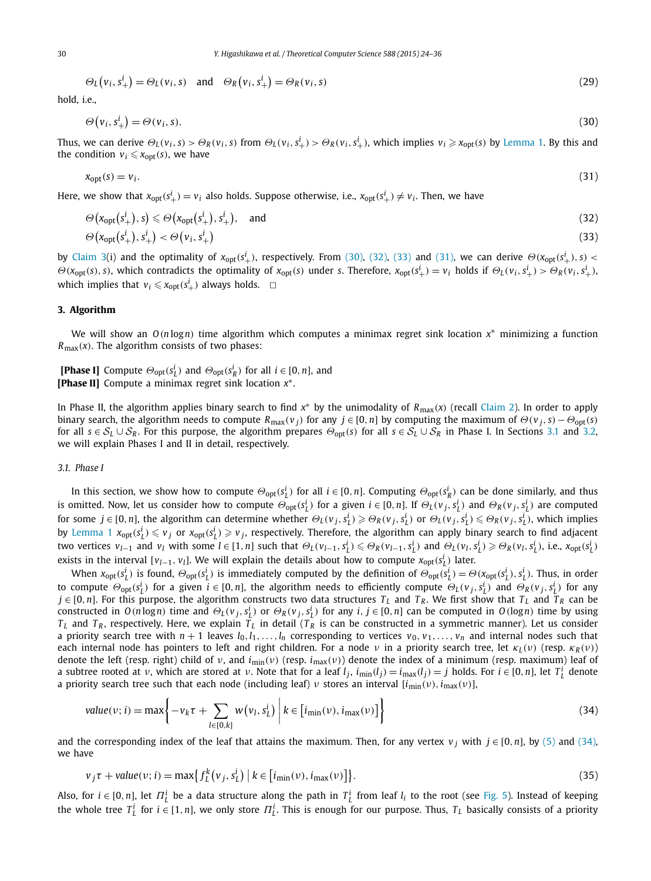$$\Theta_L(v_i, s_+^i) = \Theta_L(v_i, s) \quad \text{and} \quad \Theta_R(v_i, s_+^i) = \Theta_R(v_i, s) \tag{29}$$

hold, i.e.,

$$\Theta(v_i, s_+^i) = \Theta(v_i, s). \tag{30}$$

Thus, we can derive $\Theta_L(v_i, s) > \Theta_R(v_i, s)$ from $\Theta_L(v_i, s_+^i) > \Theta_R(v_i, s_+^i)$, which implies $v_i \geqslant x_{\mathrm{opt}}(s)$ by Lemma 1. By this and the condition $v_i \leqslant x_{\mathrm{opt}}(s)$, we have

$$x_{\mathrm{opt}}(s) = v_i. \tag{31}$$

Here, we show that $x_{\mathrm{opt}}(s_+^i) = v_i$ also holds. Suppose otherwise, i.e., $x_{\mathrm{opt}}(s_+^i) \neq v_i$. Then, we have

$$\Theta(x_{\mathrm{opt}}(s_+^i), s) \leqslant \Theta(x_{\mathrm{opt}}(s_+^i), s_+^i), \quad \text{and} \tag{32}$$

$$\Theta(x_{\mathrm{opt}}(s_+^i), s_+^i) < \Theta(v_i, s_+^i) \tag{33}$$

by Claim 3(i) and the optimality of $x_{\mathrm{opt}}(s_+^i)$, respectively. From (30), (32), (33) and (31), we can derive $\Theta(x_{\mathrm{opt}}(s_+^i), s) < \Theta(x_{\mathrm{opt}}(s), s)$, which contradicts the optimality of $x_{\mathrm{opt}}(s)$ under $s$. Therefore, $x_{\mathrm{opt}}(s_+^i) = v_i$ holds if $\Theta_L(v_i, s_+^i) > \Theta_R(v_i, s_+^i)$, which implies that $v_i \leqslant x_{\mathrm{opt}}(s_+^i)$ always holds. □

## 3. Algorithm

We will show an $O(n \log n)$ time algorithm which computes a minimax regret sink location $x^*$ minimizing a function $R_{\max}(x)$. The algorithm consists of two phases:

**[Phase I]** Compute $\Theta_{\mathrm{opt}}(s_L^i)$ and $\Theta_{\mathrm{opt}}(s_R^i)$ for all $i \in [0, n]$, and
**[Phase II]** Compute a minimax regret sink location $x^*$.

In Phase II, the algorithm applies binary search to find $x^*$ by the unimodality of $R_{\max}(x)$ (recall Claim 2). In order to apply binary search, the algorithm needs to compute $R_{\max}(v_j)$ for any $j \in [0, n]$ by computing the maximum of $\Theta(v_j, s) - \Theta_{\mathrm{opt}}(s)$ for all $s \in \mathcal{S}_L \cup \mathcal{S}_R$. For this purpose, the algorithm prepares $\Theta_{\mathrm{opt}}(s)$ for all $s \in \mathcal{S}_L \cup \mathcal{S}_R$ in Phase I. In Sections 3.1 and 3.2, we will explain Phases I and II in detail, respectively.

### 3.1. Phase I

In this section, we show how to compute $\Theta_{\mathrm{opt}}(s_L^i)$ for all $i \in [0, n]$. Computing $\Theta_{\mathrm{opt}}(s_R^i)$ can be done similarly, and thus is omitted. Now, let us consider how to compute $\Theta_{\mathrm{opt}}(s_L^i)$ for a given $i \in [0, n]$. If $\Theta_L(v_j, s_L^i)$ and $\Theta_R(v_j, s_L^i)$ are computed for some $j \in [0, n]$, the algorithm can determine whether $\Theta_L(v_j, s_L^i) \geqslant \Theta_R(v_j, s_L^i)$ or $\Theta_L(v_j, s_L^i) \leqslant \Theta_R(v_j, s_L^i)$, which implies by Lemma 1 $x_{\mathrm{opt}}(s_L^i) \leqslant v_j$ or $x_{\mathrm{opt}}(s_L^i) \geqslant v_j$, respectively. Therefore, the algorithm can apply binary search to find adjacent two vertices $v_{l-1}$ and $v_l$ with some $l \in [1, n]$ such that $\Theta_L(v_{l-1}, s_L^i) \leqslant \Theta_R(v_{l-1}, s_L^i)$ and $\Theta_L(v_l, s_L^i) \geqslant \Theta_R(v_l, s_L^i)$, i.e., $x_{\mathrm{opt}}(s_L^i)$ exists in the interval $[v_{l-1}, v_l]$. We will explain the details about how to compute $x_{\mathrm{opt}}(s_L^i)$ later.

When $x_{\mathrm{opt}}(s_L^i)$ is found, $\Theta_{\mathrm{opt}}(s_L^i)$ is immediately computed by the definition of $\Theta_{\mathrm{opt}}(s_L^i) = \Theta(x_{\mathrm{opt}}(s_L^i), s_L^i)$. Thus, in order to compute $\Theta_{\mathrm{opt}}(s_L^i)$ for a given $i \in [0, n]$, the algorithm needs to efficiently compute $\Theta_L(v_j, s_L^i)$ and $\Theta_R(v_j, s_L^i)$ for any $j \in [0, n]$. For this purpose, the algorithm constructs two data structures $T_L$ and $T_R$. We first show that $T_L$ and $T_R$ can be constructed in $O(n \log n)$ time and $\Theta_L(v_j, s_L^i)$ or $\Theta_R(v_j, s_L^i)$ for any $i, j \in [0, n]$ can be computed in $O(\log n)$ time by using $T_L$ and $T_R$, respectively. Here, we explain $T_L$ in detail ($T_R$ is can be constructed in a symmetric manner). Let us consider a priority search tree with $n+1$ leaves $l_0, l_1, \ldots, l_n$ corresponding to vertices $v_0, v_1, \ldots, v_n$ and internal nodes such that each internal node has pointers to left and right children. For a node $\nu$ in a priority search tree, let $\kappa_L(\nu)$ (resp. $\kappa_R(\nu)$) denote the left (resp. right) child of $\nu$, and $i_{\min}(\nu)$ (resp. $i_{\max}(\nu)$) denote the index of a minimum (resp. maximum) leaf of a subtree rooted at $\nu$, which are stored at $\nu$. Note that for a leaf $l_j$, $i_{\min}(l_j) = i_{\max}(l_j) = j$ holds. For $i \in [0, n]$, let $T_L^i$ denote a priority search tree such that each node (including leaf) $\nu$ stores an interval $[i_{\min}(\nu), i_{\max}(\nu)]$,

$$\mathit{value}(\nu; i) = \max\left\{ -v_k\tau + \sum_{l \in [0,k]} w(v_l, s_L^i) \;\middle|\; k \in [i_{\min}(\nu), i_{\max}(\nu)] \right\} \tag{34}$$

and the corresponding index of the leaf that attains the maximum. Then, for any vertex $v_j$ with $j \in [0, n]$, by (5) and (34), we have

$$v_j\tau + \mathit{value}(\nu; i) = \max\left\{ f_L^k(v_j, s_L^i) \;\middle|\; k \in [i_{\min}(\nu), i_{\max}(\nu)] \right\}. \tag{35}$$

Also, for $i \in [0, n]$, let $\Pi_L^i$ be a data structure along the path in $T_L^i$ from leaf $l_i$ to the root (see Fig. 5). Instead of keeping the whole tree $T_L^i$ for $i \in [1, n]$, we only store $\Pi_L^i$. This is enough for our purpose. Thus, $T_L$ basically consists of a priority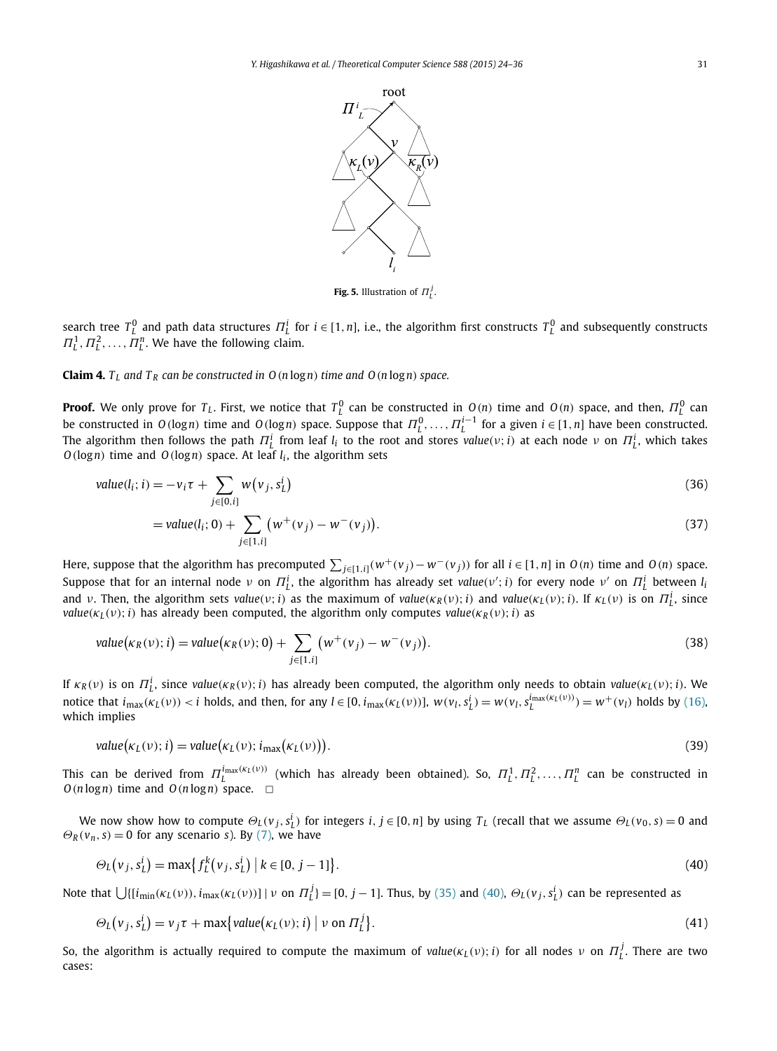**Fig. 5.** Illustration of $\Pi_L^j$.

search tree $T_L^0$ and path data structures $\Pi_L^i$ for $i \in [1, n]$, i.e., the algorithm first constructs $T_L^0$ and subsequently constructs $\Pi_L^1, \Pi_L^2, \ldots, \Pi_L^n$. We have the following claim.

**Claim 4.** *$T_L$ and $T_R$ can be constructed in $O(n \log n)$ time and $O(n \log n)$ space.*

**Proof.** We only prove for $T_L$. First, we notice that $T_L^0$ can be constructed in $O(n)$ time and $O(n)$ space, and then, $\Pi_L^0$ can be constructed in $O(\log n)$ time and $O(\log n)$ space. Suppose that $\Pi_L^0, \ldots, \Pi_L^{i-1}$ for a given $i \in [1, n]$ have been constructed. The algorithm then follows the path $\Pi_L^i$ from leaf $l_i$ to the root and stores $value(\nu; i)$ at each node $\nu$ on $\Pi_L^i$, which takes $O(\log n)$ time and $O(\log n)$ space. At leaf $l_i$, the algorithm sets

$$value(l_i; i) = -v_i \tau + \sum_{j \in [0,i]} w\big(v_j, s_L^i\big) \tag{36}$$

$$= value(l_i; 0) + \sum_{j \in [1,i]} \big(w^+(v_j) - w^-(v_j)\big). \tag{37}$$

Here, suppose that the algorithm has precomputed $\sum_{j \in [1,i]} (w^+(v_j) - w^-(v_j))$ for all $i \in [1, n]$ in $O(n)$ time and $O(n)$ space. Suppose that for an internal node $\nu$ on $\Pi_L^i$, the algorithm has already set $value(\nu'; i)$ for every node $\nu'$ on $\Pi_L^i$ between $l_i$ and $\nu$. Then, the algorithm sets $value(\nu; i)$ as the maximum of $value(\kappa_R(\nu); i)$ and $value(\kappa_L(\nu); i)$. If $\kappa_L(\nu)$ is on $\Pi_L^i$, since $value(\kappa_L(\nu); i)$ has already been computed, the algorithm only computes $value(\kappa_R(\nu); i)$ as

$$value\big(\kappa_R(\nu); i\big) = value\big(\kappa_R(\nu); 0\big) + \sum_{j \in [1,i]} \big(w^+(v_j) - w^-(v_j)\big). \tag{38}$$

If $\kappa_R(\nu)$ is on $\Pi_L^i$, since $value(\kappa_R(\nu); i)$ has already been computed, the algorithm only needs to obtain $value(\kappa_L(\nu); i)$. We notice that $i_{\max}(\kappa_L(\nu)) < i$ holds, and then, for any $l \in [0, i_{\max}(\kappa_L(\nu))]$, $w(v_l, s_L^i) = w(v_l, s_L^{i_{\max}(\kappa_L(\nu))}) = w^+(v_l)$ holds by (16), which implies

$$value\big(\kappa_L(\nu); i\big) = value\big(\kappa_L(\nu); i_{\max}\big(\kappa_L(\nu)\big)\big). \tag{39}$$

This can be derived from $\Pi_L^{i_{\max}(\kappa_L(\nu))}$ (which has already been obtained). So, $\Pi_L^1, \Pi_L^2, \ldots, \Pi_L^n$ can be constructed in $O(n \log n)$ time and $O(n \log n)$ space. $\square$

We now show how to compute $\Theta_L(v_j, s_L^i)$ for integers $i, j \in [0, n]$ by using $T_L$ (recall that we assume $\Theta_L(v_0, s) = 0$ and $\Theta_R(v_n, s) = 0$ for any scenario $s$). By (7), we have

$$\Theta_L\big(v_j, s_L^i\big) = \max\big\{ f_L^k\big(v_j, s_L^i\big) \bigm| k \in [0, j-1] \big\}. \tag{40}$$

Note that $\bigcup\{[i_{\min}(\kappa_L(\nu)), i_{\max}(\kappa_L(\nu))] \mid \nu \text{ on } \Pi_L^j\} = [0, j-1]$. Thus, by (35) and (40), $\Theta_L(v_j, s_L^i)$ can be represented as

$$\Theta_L\big(v_j, s_L^i\big) = v_j \tau + \max\big\{ value\big(\kappa_L(\nu); i\big) \bigm| \nu \text{ on } \Pi_L^j \big\}. \tag{41}$$

So, the algorithm is actually required to compute the maximum of $value(\kappa_L(\nu); i)$ for all nodes $\nu$ on $\Pi_L^j$. There are two cases: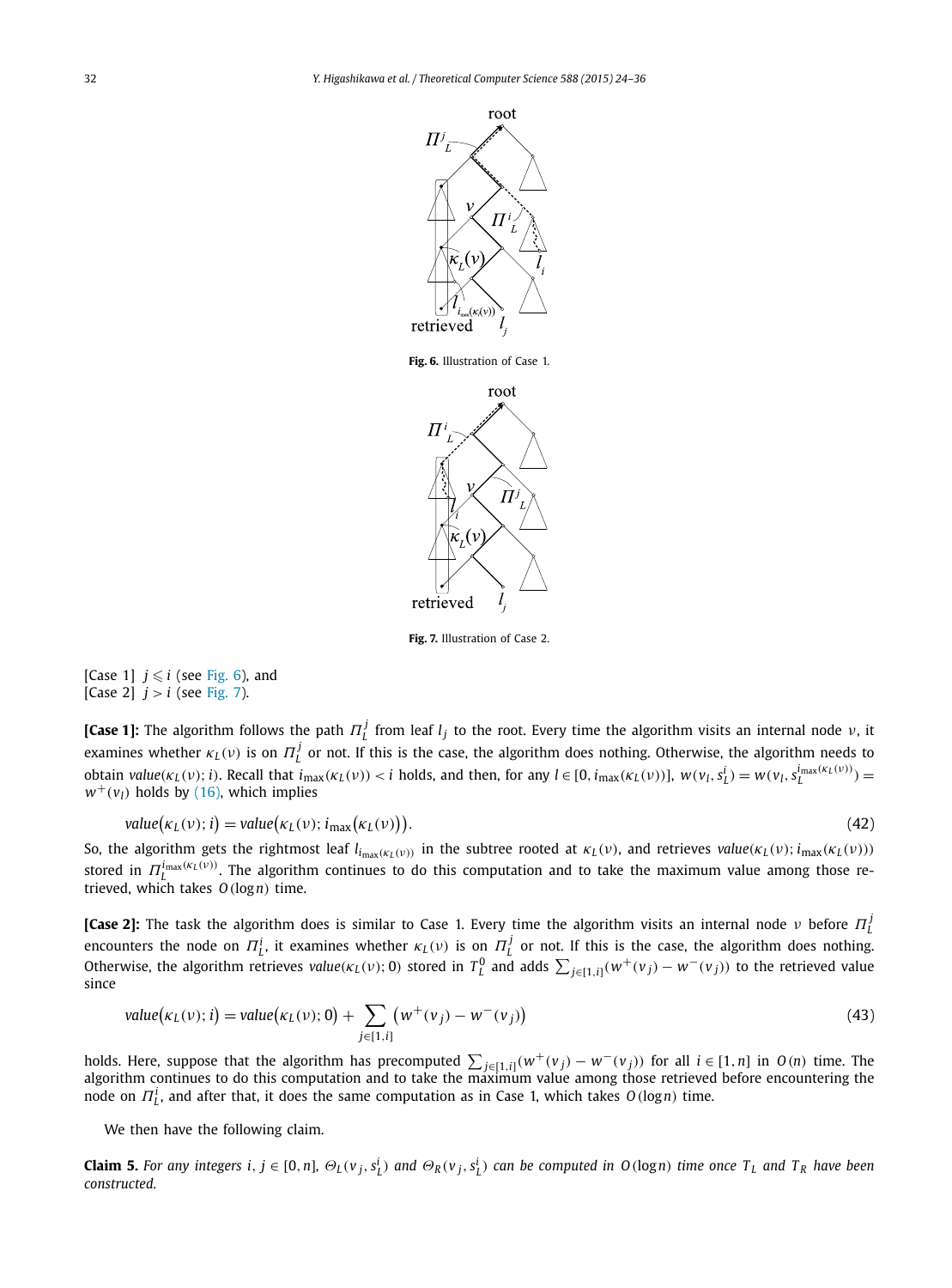Fig. 6. Illustration of Case 1.

Fig. 7. Illustration of Case 2.

[Case 1] $j \leqslant i$ (see Fig. 6), and
[Case 2] $j > i$ (see Fig. 7).

**[Case 1]:** The algorithm follows the path $\Pi_L^j$ from leaf $l_j$ to the root. Every time the algorithm visits an internal node $\nu$, it examines whether $\kappa_L(\nu)$ is on $\Pi_L^j$ or not. If this is the case, the algorithm does nothing. Otherwise, the algorithm needs to obtain $value(\kappa_L(\nu); i)$. Recall that $i_{\max}(\kappa_L(\nu)) < i$ holds, and then, for any $l \in [0, i_{\max}(\kappa_L(\nu))]$, $w(v_l, s_L^i) = w(v_l, s_L^{i_{\max}(\kappa_L(\nu))}) = w^+(v_l)$ holds by (16), which implies

$$value(\kappa_L(\nu); i) = value(\kappa_L(\nu); i_{\max}(\kappa_L(\nu))). \tag{42}$$

So, the algorithm gets the rightmost leaf $l_{i_{\max}(\kappa_L(\nu))}$ in the subtree rooted at $\kappa_L(\nu)$, and retrieves $value(\kappa_L(\nu); i_{\max}(\kappa_L(\nu)))$ stored in $\Pi_L^{i_{\max}(\kappa_L(\nu))}$. The algorithm continues to do this computation and to take the maximum value among those retrieved, which takes $O(\log n)$ time.

**[Case 2]:** The task the algorithm does is similar to Case 1. Every time the algorithm visits an internal node $\nu$ before $\Pi_L^j$ encounters the node on $\Pi_L^i$, it examines whether $\kappa_L(\nu)$ is on $\Pi_L^j$ or not. If this is the case, the algorithm does nothing. Otherwise, the algorithm retrieves $value(\kappa_L(\nu); 0)$ stored in $T_L^0$ and adds $\sum_{j \in [1,i]}(w^+(v_j) - w^-(v_j))$ to the retrieved value since

$$value(\kappa_L(\nu); i) = value(\kappa_L(\nu); 0) + \sum_{j \in [1,i]} (w^+(v_j) - w^-(v_j)) \tag{43}$$

holds. Here, suppose that the algorithm has precomputed $\sum_{j \in [1,i]}(w^+(v_j) - w^-(v_j))$ for all $i \in [1, n]$ in $O(n)$ time. The algorithm continues to do this computation and to take the maximum value among those retrieved before encountering the node on $\Pi_L^i$, and after that, it does the same computation as in Case 1, which takes $O(\log n)$ time.

We then have the following claim.

**Claim 5.** *For any integers $i, j \in [0, n]$, $\Theta_L(v_j, s_L^i)$ and $\Theta_R(v_j, s_L^i)$ can be computed in $O(\log n)$ time once $T_L$ and $T_R$ have been constructed.*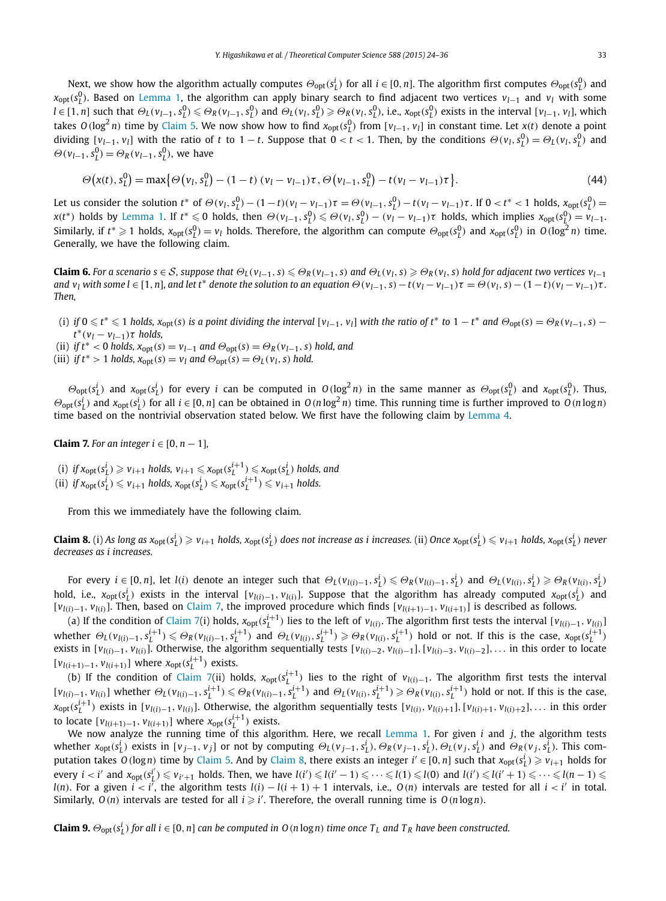Next, we show how the algorithm actually computes $\Theta_{\rm opt}(s_L^i)$ for all $i \in [0, n]$. The algorithm first computes $\Theta_{\rm opt}(s_L^0)$ and $x_{\rm opt}(s_L^0)$. Based on Lemma 1, the algorithm can apply binary search to find adjacent two vertices $v_{l-1}$ and $v_l$ with some $l \in [1, n]$ such that $\Theta_L(v_{l-1}, s_L^0) \leqslant \Theta_R(v_{l-1}, s_L^0)$ and $\Theta_L(v_l, s_L^0) \geqslant \Theta_R(v_l, s_L^0)$, i.e., $x_{\rm opt}(s_L^0)$ exists in the interval $[v_{l-1}, v_l]$, which takes $O(\log^2 n)$ time by Claim 5. We now show how to find $x_{\rm opt}(s_L^0)$ from $[v_{l-1}, v_l]$ in constant time. Let $x(t)$ denote a point dividing $[v_{l-1}, v_l]$ with the ratio of $t$ to $1-t$. Suppose that $0 < t < 1$. Then, by the conditions $\Theta(v_l, s_L^0) = \Theta_L(v_l, s_L^0)$ and $\Theta(v_{l-1}, s_L^0) = \Theta_R(v_{l-1}, s_L^0)$, we have

$$\Theta\big(x(t), s_L^0\big) = \max\big\{\Theta\big(v_l, s_L^0\big) - (1-t)\,(v_l - v_{l-1})\tau, \Theta\big(v_{l-1}, s_L^0\big) - t(v_l - v_{l-1})\tau\big\}. \tag{44}$$

Let us consider the solution $t^*$ of $\Theta(v_l, s_L^0) - (1-t)(v_l - v_{l-1})\tau = \Theta(v_{l-1}, s_L^0) - t(v_l - v_{l-1})\tau$. If $0 < t^* < 1$ holds, $x_{\rm opt}(s_L^0) = x(t^*)$ holds by Lemma 1. If $t^* \leqslant 0$ holds, then $\Theta(v_{l-1}, s_L^0) \leqslant \Theta(v_l, s_L^0) - (v_l - v_{l-1})\tau$ holds, which implies $x_{\rm opt}(s_L^0) = v_{l-1}$. Similarly, if $t^* \geqslant 1$ holds, $x_{\rm opt}(s_L^0) = v_l$ holds. Therefore, the algorithm can compute $\Theta_{\rm opt}(s_L^0)$ and $x_{\rm opt}(s_L^0)$ in $O(\log^2 n)$ time. Generally, we have the following claim.

**Claim 6.** *For a scenario $s \in \mathcal{S}$, suppose that $\Theta_L(v_{l-1}, s) \leqslant \Theta_R(v_{l-1}, s)$ and $\Theta_L(v_l, s) \geqslant \Theta_R(v_l, s)$ hold for adjacent two vertices $v_{l-1}$ and $v_l$ with some $l \in [1, n]$, and let $t^*$ denote the solution to an equation $\Theta(v_{l-1}, s) - t(v_l - v_{l-1})\tau = \Theta(v_l, s) - (1-t)(v_l - v_{l-1})\tau$. Then,*

- (i) *if $0 \leqslant t^* \leqslant 1$ holds, $x_{\rm opt}(s)$ is a point dividing the interval $[v_{l-1}, v_l]$ with the ratio of $t^*$ to $1-t^*$ and $\Theta_{\rm opt}(s) = \Theta_R(v_{l-1}, s) - t^*(v_l - v_{l-1})\tau$ holds,*
- (ii) *if $t^* < 0$ holds, $x_{\rm opt}(s) = v_{l-1}$ and $\Theta_{\rm opt}(s) = \Theta_R(v_{l-1}, s)$ hold, and*
- (iii) *if $t^* > 1$ holds, $x_{\rm opt}(s) = v_l$ and $\Theta_{\rm opt}(s) = \Theta_L(v_l, s)$ hold.*

$\Theta_{\rm opt}(s_L^i)$ and $x_{\rm opt}(s_L^i)$ for every $i$ can be computed in $O(\log^2 n)$ in the same manner as $\Theta_{\rm opt}(s_L^0)$ and $x_{\rm opt}(s_L^0)$. Thus, $\Theta_{\rm opt}(s_L^i)$ and $x_{\rm opt}(s_L^i)$ for all $i \in [0, n]$ can be obtained in $O(n \log^2 n)$ time. This running time is further improved to $O(n \log n)$ time based on the nontrivial observation stated below. We first have the following claim by Lemma 4.

**Claim 7.** *For an integer $i \in [0, n-1]$,*

- (i) *if $x_{\rm opt}(s_L^i) \geqslant v_{i+1}$ holds, $v_{i+1} \leqslant x_{\rm opt}(s_L^{i+1}) \leqslant x_{\rm opt}(s_L^i)$ holds, and*
- (ii) *if $x_{\rm opt}(s_L^i) \leqslant v_{i+1}$ holds, $x_{\rm opt}(s_L^i) \leqslant x_{\rm opt}(s_L^{i+1}) \leqslant v_{i+1}$ holds.*

From this we immediately have the following claim.

**Claim 8.** (i) *As long as $x_{\rm opt}(s_L^i) \geqslant v_{i+1}$ holds, $x_{\rm opt}(s_L^i)$ does not increase as $i$ increases.* (ii) *Once $x_{\rm opt}(s_L^i) \leqslant v_{i+1}$ holds, $x_{\rm opt}(s_L^i)$ never decreases as $i$ increases.*

For every $i \in [0, n]$, let $l(i)$ denote an integer such that $\Theta_L(v_{l(i)-1}, s_L^i) \leqslant \Theta_R(v_{l(i)-1}, s_L^i)$ and $\Theta_L(v_{l(i)}, s_L^i) \geqslant \Theta_R(v_{l(i)}, s_L^i)$ hold, i.e., $x_{\rm opt}(s_L^i)$ exists in the interval $[v_{l(i)-1}, v_{l(i)}]$. Suppose that the algorithm has already computed $x_{\rm opt}(s_L^i)$ and $[v_{l(i)-1}, v_{l(i)}]$. Then, based on Claim 7, the improved procedure which finds $[v_{l(i+1)-1}, v_{l(i+1)}]$ is described as follows.

(a) If the condition of Claim 7(i) holds, $x_{\rm opt}(s_L^{i+1})$ lies to the left of $v_{l(i)}$. The algorithm first tests the interval $[v_{l(i)-1}, v_{l(i)}]$ whether $\Theta_L(v_{l(i)-1}, s_L^{i+1}) \leqslant \Theta_R(v_{l(i)-1}, s_L^{i+1})$ and $\Theta_L(v_{l(i)}, s_L^{i+1}) \geqslant \Theta_R(v_{l(i)}, s_L^{i+1})$ hold or not. If this is the case, $x_{\rm opt}(s_L^{i+1})$ exists in $[v_{l(i)-1}, v_{l(i)}]$. Otherwise, the algorithm sequentially tests $[v_{l(i)-2}, v_{l(i)-1}], [v_{l(i)-3}, v_{l(i)-2}], \ldots$ in this order to locate $[v_{l(i+1)-1}, v_{l(i+1)}]$ where $x_{\rm opt}(s_L^{i+1})$ exists.

(b) If the condition of Claim 7(ii) holds, $x_{\rm opt}(s_L^{i+1})$ lies to the right of $v_{l(i)-1}$. The algorithm first tests the interval $[v_{l(i)-1}, v_{l(i)}]$ whether $\Theta_L(v_{l(i)-1}, s_L^{i+1}) \leqslant \Theta_R(v_{l(i)-1}, s_L^{i+1})$ and $\Theta_L(v_{l(i)}, s_L^{i+1}) \geqslant \Theta_R(v_{l(i)}, s_L^{i+1})$ hold or not. If this is the case, $x_{\rm opt}(s_L^{i+1})$ exists in $[v_{l(i)-1}, v_{l(i)}]$. Otherwise, the algorithm sequentially tests $[v_{l(i)}, v_{l(i)+1}], [v_{l(i)+1}, v_{l(i)+2}], \ldots$ in this order to locate $[v_{l(i+1)-1}, v_{l(i+1)}]$ where $x_{\rm opt}(s_L^{i+1})$ exists.

We now analyze the running time of this algorithm. Here, we recall Lemma 1. For given $i$ and $j$, the algorithm tests whether $x_{\rm opt}(s_L^i)$ exists in $[v_{j-1}, v_j]$ or not by computing $\Theta_L(v_{j-1}, s_L^i)$, $\Theta_R(v_{j-1}, s_L^i)$, $\Theta_L(v_j, s_L^i)$ and $\Theta_R(v_j, s_L^i)$. This computation takes $O(\log n)$ time by Claim 5. And by Claim 8, there exists an integer $i' \in [0, n]$ such that $x_{\rm opt}(s_L^i) \geqslant v_{i+1}$ holds for every $i < i'$ and $x_{\rm opt}(s_L^{i'}) \leqslant v_{i'+1}$ holds. Then, we have $l(i') \leqslant l(i'-1) \leqslant \cdots \leqslant l(1) \leqslant l(0)$ and $l(i') \leqslant l(i'+1) \leqslant \cdots \leqslant l(n-1) \leqslant l(n)$. For a given $i < i'$, the algorithm tests $l(i) - l(i+1) + 1$ intervals, i.e., $O(n)$ intervals are tested for all $i < i'$ in total. Similarly, $O(n)$ intervals are tested for all $i \geqslant i'$. Therefore, the overall running time is $O(n \log n)$.

**Claim 9.** *$\Theta_{\rm opt}(s_L^i)$ for all $i \in [0, n]$ can be computed in $O(n \log n)$ time once $T_L$ and $T_R$ have been constructed.*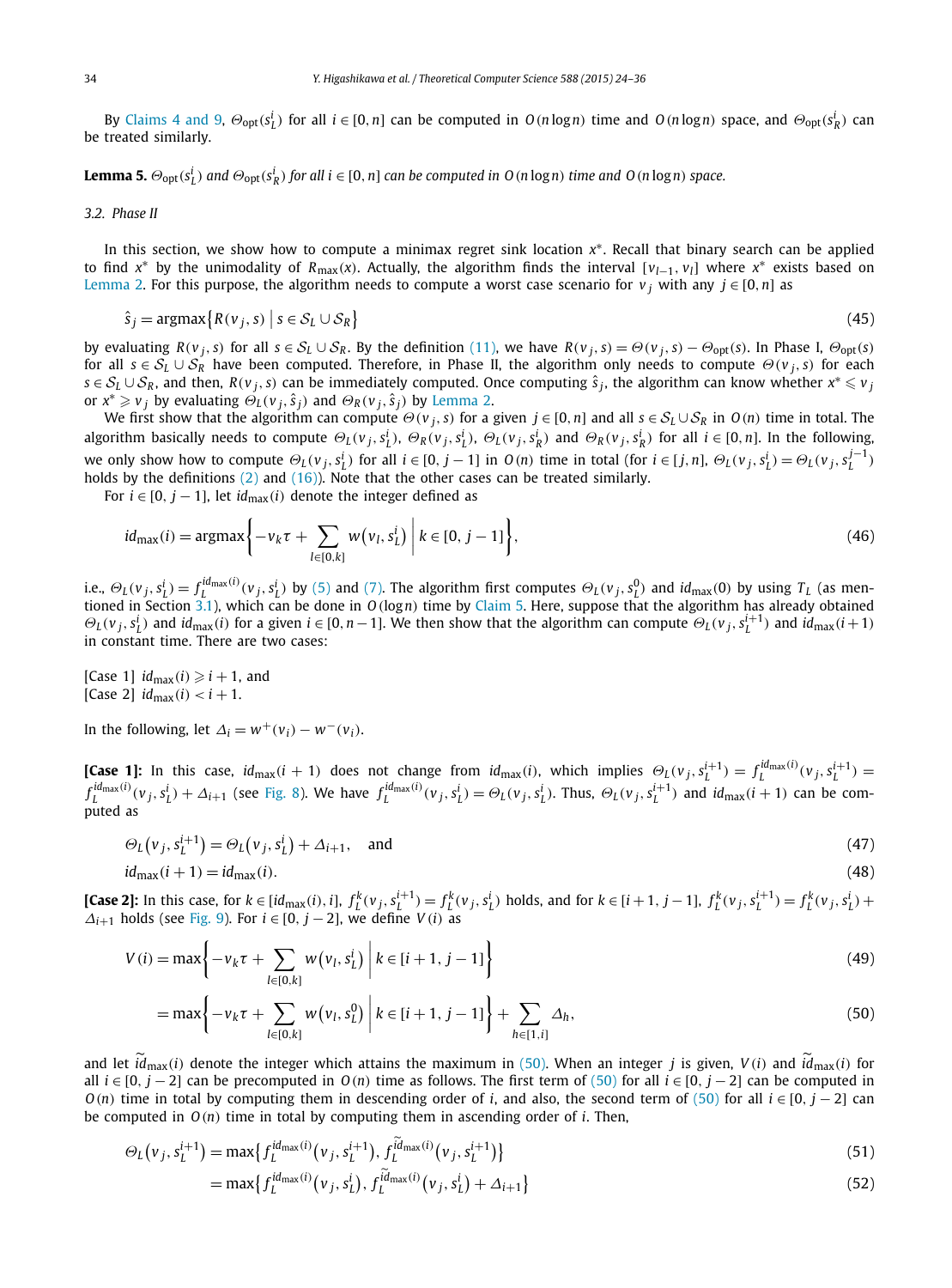By Claims 4 and 9, $\Theta_{\mathrm{opt}}(s_L^i)$ for all $i \in [0, n]$ can be computed in $O(n \log n)$ time and $O(n \log n)$ space, and $\Theta_{\mathrm{opt}}(s_R^i)$ can be treated similarly.

**Lemma 5.** *$\Theta_{\mathrm{opt}}(s_L^i)$ and $\Theta_{\mathrm{opt}}(s_R^i)$ for all $i \in [0, n]$ can be computed in $O(n \log n)$ time and $O(n \log n)$ space.*

### 3.2. Phase II

In this section, we show how to compute a minimax regret sink location $x^*$. Recall that binary search can be applied to find $x^*$ by the unimodality of $R_{\max}(x)$. Actually, the algorithm finds the interval $[v_{l-1}, v_l]$ where $x^*$ exists based on Lemma 2. For this purpose, the algorithm needs to compute a worst case scenario for $v_j$ with any $j \in [0, n]$ as

$$\hat{s}_j = \operatorname{argmax}\{R(v_j, s) \mid s \in \mathcal{S}_L \cup \mathcal{S}_R\} \tag{45}$$

by evaluating $R(v_j, s)$ for all $s \in \mathcal{S}_L \cup \mathcal{S}_R$. By the definition (11), we have $R(v_j, s) = \Theta(v_j, s) - \Theta_{\mathrm{opt}}(s)$. In Phase I, $\Theta_{\mathrm{opt}}(s)$ for all $s \in \mathcal{S}_L \cup \mathcal{S}_R$ have been computed. Therefore, in Phase II, the algorithm only needs to compute $\Theta(v_j, s)$ for each $s \in \mathcal{S}_L \cup \mathcal{S}_R$, and then, $R(v_j, s)$ can be immediately computed. Once computing $\hat{s}_j$, the algorithm can know whether $x^* \leqslant v_j$ or $x^* \geqslant v_j$ by evaluating $\Theta_L(v_j, \hat{s}_j)$ and $\Theta_R(v_j, \hat{s}_j)$ by Lemma 2.

We first show that the algorithm can compute $\Theta(v_j, s)$ for a given $j \in [0, n]$ and all $s \in \mathcal{S}_L \cup \mathcal{S}_R$ in $O(n)$ time in total. The algorithm basically needs to compute $\Theta_L(v_j, s_L^i)$, $\Theta_R(v_j, s_L^i)$, $\Theta_L(v_j, s_R^i)$ and $\Theta_R(v_j, s_R^i)$ for all $i \in [0, n]$. In the following, we only show how to compute $\Theta_L(v_j, s_L^i)$ for all $i \in [0, j-1]$ in $O(n)$ time in total (for $i \in [j, n]$, $\Theta_L(v_j, s_L^i) = \Theta_L(v_j, s_L^{j-1})$ holds by the definitions (2) and (16)). Note that the other cases can be treated similarly.

For $i \in [0, j-1]$, let $id_{\max}(i)$ denote the integer defined as

$$id_{\max}(i) = \operatorname{argmax}\left\{-v_k\tau + \sum_{l \in [0,k]} w\left(v_l, s_L^i\right) \;\middle|\; k \in [0, j-1]\right\}, \tag{46}$$

i.e., $\Theta_L(v_j, s_L^i) = f_L^{id_{\max}(i)}(v_j, s_L^i)$ by (5) and (7). The algorithm first computes $\Theta_L(v_j, s_L^0)$ and $id_{\max}(0)$ by using $T_L$ (as mentioned in Section 3.1), which can be done in $O(\log n)$ time by Claim 5. Here, suppose that the algorithm has already obtained $\Theta_L(v_j, s_L^i)$ and $id_{\max}(i)$ for a given $i \in [0, n-1]$. We then show that the algorithm can compute $\Theta_L(v_j, s_L^{i+1})$ and $id_{\max}(i+1)$ in constant time. There are two cases:

[Case 1] $id_{\max}(i) \geqslant i+1$, and  
[Case 2] $id_{\max}(i) < i+1$.

In the following, let $\Delta_i = w^+(v_i) - w^-(v_i)$.

**[Case 1]:** In this case, $id_{\max}(i+1)$ does not change from $id_{\max}(i)$, which implies $\Theta_L(v_j, s_L^{i+1}) = f_L^{id_{\max}(i)}(v_j, s_L^{i+1}) = f_L^{id_{\max}(i)}(v_j, s_L^i) + \Delta_{i+1}$ (see Fig. 8). We have $f_L^{id_{\max}(i)}(v_j, s_L^i) = \Theta_L(v_j, s_L^i)$. Thus, $\Theta_L(v_j, s_L^{i+1})$ and $id_{\max}(i+1)$ can be computed as

$$\Theta_L\left(v_j, s_L^{i+1}\right) = \Theta_L\left(v_j, s_L^i\right) + \Delta_{i+1}, \quad \text{and} \tag{47}$$

$$id_{\max}(i+1) = id_{\max}(i). \tag{48}$$

**[Case 2]:** In this case, for $k \in [id_{\max}(i), i]$, $f_L^k(v_j, s_L^{i+1}) = f_L^k(v_j, s_L^i)$ holds, and for $k \in [i+1, j-1]$, $f_L^k(v_j, s_L^{i+1}) = f_L^k(v_j, s_L^i) + \Delta_{i+1}$ holds (see Fig. 9). For $i \in [0, j-2]$, we define $V(i)$ as

$$V(i) = \max\left\{-v_k\tau + \sum_{l \in [0,k]} w\left(v_l, s_L^i\right) \;\middle|\; k \in [i+1, j-1]\right\} \tag{49}$$

$$= \max\left\{-v_k\tau + \sum_{l \in [0,k]} w\left(v_l, s_L^0\right) \;\middle|\; k \in [i+1, j-1]\right\} + \sum_{h \in [1,i]} \Delta_h, \tag{50}$$

and let $\widetilde{id}_{\max}(i)$ denote the integer which attains the maximum in (50). When an integer $j$ is given, $V(i)$ and $\widetilde{id}_{\max}(i)$ for all $i \in [0, j-2]$ can be precomputed in $O(n)$ time as follows. The first term of (50) for all $i \in [0, j-2]$ can be computed in $O(n)$ time in total by computing them in descending order of $i$, and also, the second term of (50) for all $i \in [0, j-2]$ can be computed in $O(n)$ time in total by computing them in ascending order of $i$. Then,

$$\Theta_L\left(v_j, s_L^{i+1}\right) = \max\left\{f_L^{id_{\max}(i)}\left(v_j, s_L^{i+1}\right), f_L^{\widetilde{id}_{\max}(i)}\left(v_j, s_L^{i+1}\right)\right\} \tag{51}$$

$$= \max\left\{f_L^{id_{\max}(i)}\left(v_j, s_L^i\right), f_L^{\widetilde{id}_{\max}(i)}\left(v_j, s_L^i\right) + \Delta_{i+1}\right\} \tag{52}$$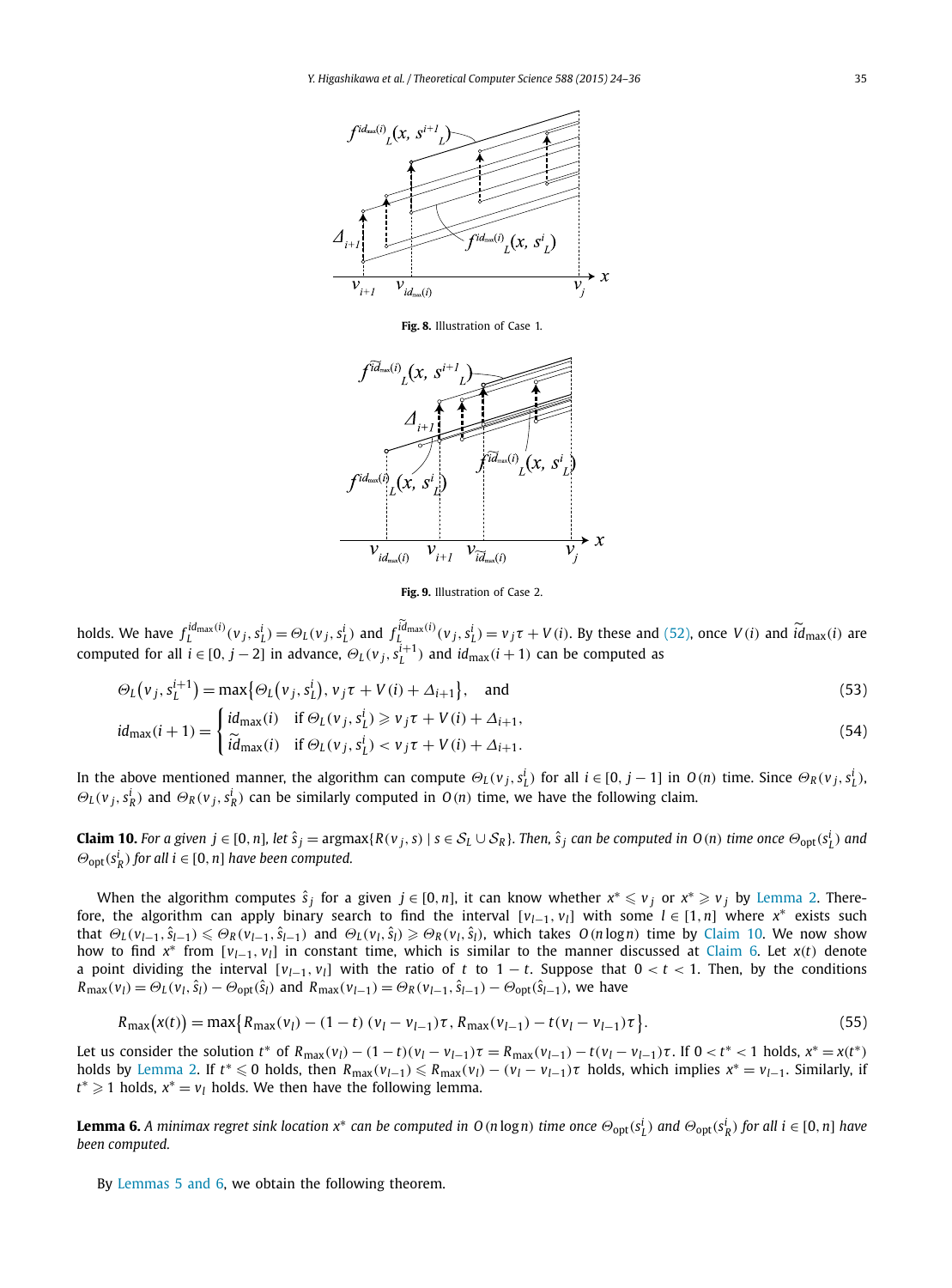Fig. 8. Illustration of Case 1.

Fig. 9. Illustration of Case 2.

holds. We have $f_L^{id_{\max}(i)}(v_j, s_L^i) = \Theta_L(v_j, s_L^i)$ and $f_L^{\widetilde{id}_{\max}(i)}(v_j, s_L^i) = v_j\tau + V(i)$. By these and (52), once $V(i)$ and $\widetilde{id}_{\max}(i)$ are computed for all $i \in [0, j-2]$ in advance, $\Theta_L(v_j, s_L^{i+1})$ and $id_{\max}(i+1)$ can be computed as

$$\Theta_L(v_j, s_L^{i+1}) = \max\{\Theta_L(v_j, s_L^i), v_j\tau + V(i) + \Delta_{i+1}\}, \quad \text{and} \tag{53}$$

$$id_{\max}(i+1) = \begin{cases} id_{\max}(i) & \text{if } \Theta_L(v_j, s_L^i) \geqslant v_j\tau + V(i) + \Delta_{i+1}, \\ \widetilde{id}_{\max}(i) & \text{if } \Theta_L(v_j, s_L^i) < v_j\tau + V(i) + \Delta_{i+1}. \end{cases} \tag{54}$$

In the above mentioned manner, the algorithm can compute $\Theta_L(v_j, s_L^i)$ for all $i \in [0, j-1]$ in $O(n)$ time. Since $\Theta_R(v_j, s_L^i)$, $\Theta_L(v_j, s_R^i)$ and $\Theta_R(v_j, s_R^i)$ can be similarly computed in $O(n)$ time, we have the following claim.

**Claim 10.** *For a given $j \in [0, n]$, let $\hat{s}_j = \operatorname{argmax}\{R(v_j, s) \mid s \in \mathcal{S}_L \cup \mathcal{S}_R\}$. Then, $\hat{s}_j$ can be computed in $O(n)$ time once $\Theta_{\mathrm{opt}}(s_L^i)$ and $\Theta_{\mathrm{opt}}(s_R^i)$ for all $i \in [0, n]$ have been computed.*

When the algorithm computes $\hat{s}_j$ for a given $j \in [0, n]$, it can know whether $x^* \leqslant v_j$ or $x^* \geqslant v_j$ by Lemma 2. Therefore, the algorithm can apply binary search to find the interval $[v_{l-1}, v_l]$ with some $l \in [1, n]$ where $x^*$ exists such that $\Theta_L(v_{l-1}, \hat{s}_{l-1}) \leqslant \Theta_R(v_{l-1}, \hat{s}_{l-1})$ and $\Theta_L(v_l, \hat{s}_l) \geqslant \Theta_R(v_l, \hat{s}_l)$, which takes $O(n \log n)$ time by Claim 10. We now show how to find $x^*$ from $[v_{l-1}, v_l]$ in constant time, which is similar to the manner discussed at Claim 6. Let $x(t)$ denote a point dividing the interval $[v_{l-1}, v_l]$ with the ratio of $t$ to $1-t$. Suppose that $0 < t < 1$. Then, by the conditions $R_{\max}(v_l) = \Theta_L(v_l, \hat{s}_l) - \Theta_{\mathrm{opt}}(\hat{s}_l)$ and $R_{\max}(v_{l-1}) = \Theta_R(v_{l-1}, \hat{s}_{l-1}) - \Theta_{\mathrm{opt}}(\hat{s}_{l-1})$, we have

$$R_{\max}(x(t)) = \max\{R_{\max}(v_l) - (1-t)(v_l - v_{l-1})\tau, R_{\max}(v_{l-1}) - t(v_l - v_{l-1})\tau\}. \tag{55}$$

Let us consider the solution $t^*$ of $R_{\max}(v_l) - (1-t)(v_l - v_{l-1})\tau = R_{\max}(v_{l-1}) - t(v_l - v_{l-1})\tau$. If $0 < t^* < 1$ holds, $x^* = x(t^*)$ holds by Lemma 2. If $t^* \leqslant 0$ holds, then $R_{\max}(v_{l-1}) \leqslant R_{\max}(v_l) - (v_l - v_{l-1})\tau$ holds, which implies $x^* = v_{l-1}$. Similarly, if $t^* \geqslant 1$ holds, $x^* = v_l$ holds. We then have the following lemma.

**Lemma 6.** *A minimax regret sink location $x^*$ can be computed in $O(n \log n)$ time once $\Theta_{\mathrm{opt}}(s_L^i)$ and $\Theta_{\mathrm{opt}}(s_R^i)$ for all $i \in [0, n]$ have been computed.*

By Lemmas 5 and 6, we obtain the following theorem.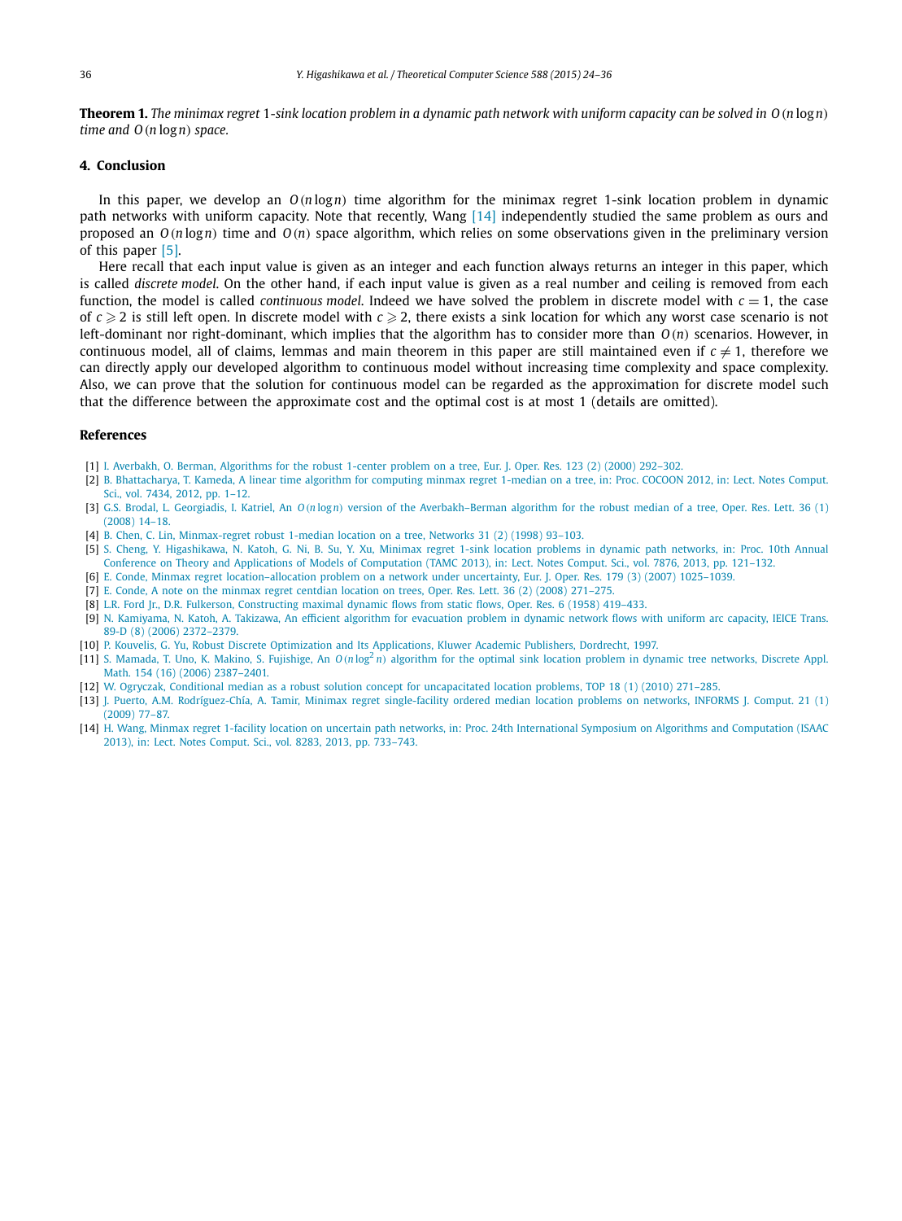**Theorem 1.** *The minimax regret* 1*-sink location problem in a dynamic path network with uniform capacity can be solved in* $O(n \log n)$ *time and* $O(n \log n)$ *space.*

## 4. Conclusion

In this paper, we develop an $O(n \log n)$ time algorithm for the minimax regret 1-sink location problem in dynamic path networks with uniform capacity. Note that recently, Wang [14] independently studied the same problem as ours and proposed an $O(n \log n)$ time and $O(n)$ space algorithm, which relies on some observations given in the preliminary version of this paper [5].

Here recall that each input value is given as an integer and each function always returns an integer in this paper, which is called *discrete model*. On the other hand, if each input value is given as a real number and ceiling is removed from each function, the model is called *continuous model*. Indeed we have solved the problem in discrete model with $c = 1$, the case of $c \geqslant 2$ is still left open. In discrete model with $c \geqslant 2$, there exists a sink location for which any worst case scenario is not left-dominant nor right-dominant, which implies that the algorithm has to consider more than $O(n)$ scenarios. However, in continuous model, all of claims, lemmas and main theorem in this paper are still maintained even if $c \neq 1$, therefore we can directly apply our developed algorithm to continuous model without increasing time complexity and space complexity. Also, we can prove that the solution for continuous model can be regarded as the approximation for discrete model such that the difference between the approximate cost and the optimal cost is at most 1 (details are omitted).

## References

[1] I. Averbakh, O. Berman, Algorithms for the robust 1-center problem on a tree, Eur. J. Oper. Res. 123 (2) (2000) 292–302.

[2] B. Bhattacharya, T. Kameda, A linear time algorithm for computing minmax regret 1-median on a tree, in: Proc. COCOON 2012, in: Lect. Notes Comput. Sci., vol. 7434, 2012, pp. 1–12.

[3] G.S. Brodal, L. Georgiadis, I. Katriel, An $O(n \log n)$ version of the Averbakh–Berman algorithm for the robust median of a tree, Oper. Res. Lett. 36 (1) (2008) 14–18.

[4] B. Chen, C. Lin, Minmax-regret robust 1-median location on a tree, Networks 31 (2) (1998) 93–103.

[5] S. Cheng, Y. Higashikawa, N. Katoh, G. Ni, B. Su, Y. Xu, Minimax regret 1-sink location problems in dynamic path networks, in: Proc. 10th Annual Conference on Theory and Applications of Models of Computation (TAMC 2013), in: Lect. Notes Comput. Sci., vol. 7876, 2013, pp. 121–132.

[6] E. Conde, Minmax regret location–allocation problem on a network under uncertainty, Eur. J. Oper. Res. 179 (3) (2007) 1025–1039.

[7] E. Conde, A note on the minmax regret centdian location on trees, Oper. Res. Lett. 36 (2) (2008) 271–275.

[8] L.R. Ford Jr., D.R. Fulkerson, Constructing maximal dynamic flows from static flows, Oper. Res. 6 (1958) 419–433.

[9] N. Kamiyama, N. Katoh, A. Takizawa, An efficient algorithm for evacuation problem in dynamic network flows with uniform arc capacity, IEICE Trans. 89-D (8) (2006) 2372–2379.

[10] P. Kouvelis, G. Yu, Robust Discrete Optimization and Its Applications, Kluwer Academic Publishers, Dordrecht, 1997.

[11] S. Mamada, T. Uno, K. Makino, S. Fujishige, An $O(n \log^2 n)$ algorithm for the optimal sink location problem in dynamic tree networks, Discrete Appl. Math. 154 (16) (2006) 2387–2401.

[12] W. Ogryczak, Conditional median as a robust solution concept for uncapacitated location problems, TOP 18 (1) (2010) 271–285.

[13] J. Puerto, A.M. Rodríguez-Chía, A. Tamir, Minimax regret single-facility ordered median location problems on networks, INFORMS J. Comput. 21 (1) (2009) 77–87.

[14] H. Wang, Minmax regret 1-facility location on uncertain path networks, in: Proc. 24th International Symposium on Algorithms and Computation (ISAAC 2013), in: Lect. Notes Comput. Sci., vol. 8283, 2013, pp. 733–743.